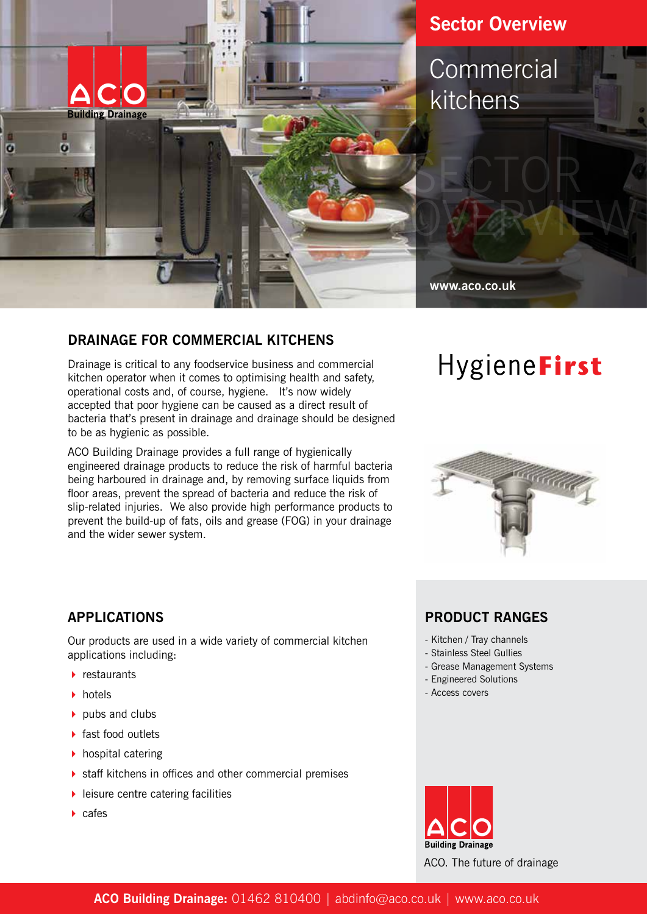ACO Building Drainage

# Sector Overview

## Commercial kitchens

www.aco.co.uk

## DRAINAGE FOR COMMERCIAL KITCHENS

Drainage is critical to any foodservice business and commercial kitchen operator when it comes to optimising health and safety, operational costs and, of course, hygiene. It's now widely accepted that poor hygiene can be caused as a direct result of bacteria that's present in drainage and drainage should be designed to be as hygienic as possible.

ACO Building Drainage provides a full range of hygienically engineered drainage products to reduce the risk of harmful bacteria being harboured in drainage and, by removing surface liquids from floor areas, prevent the spread of bacteria and reduce the risk of slip-related injuries. We also provide high performance products to prevent the build-up of fats, oils and grease (FOG) in your drainage and the wider sewer system.

Hygiene**First**

## APPLICATIONS

Our products are used in a wide variety of commercial kitchen applications including:

- restaurants
- hotels
- pubs and clubs
- fast food outlets
- hospital catering
- staff kitchens in offices and other commercial premises
- leisure centre catering facilities
- cafes

## PRODUCT RANGES

- Kitchen / Tray channels
- Stainless Steel Gullies
- Grease Management Systems
- Engineered Solutions
- Access covers

ACO Building Drainage

ACO. The future of drainage

**ACO Building Drainage:** 01462 810400 | abdinfo@aco.co.uk | www.aco.co.uk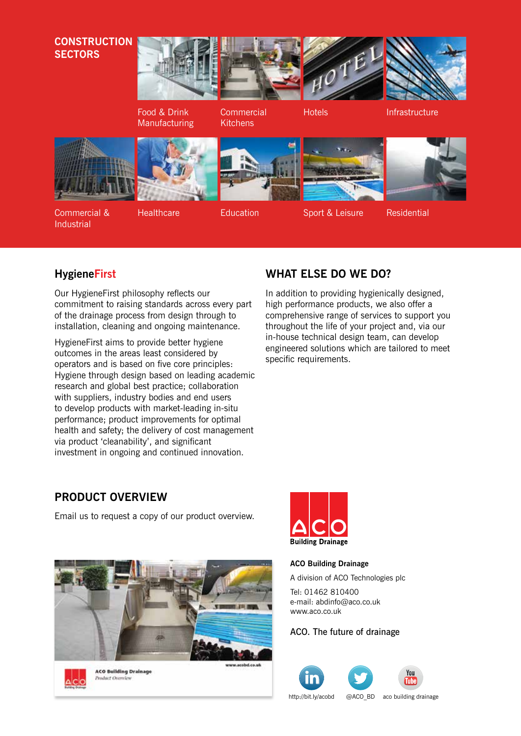## CONSTRUCTION SECTORS

Food & Drink Manufacturing

Commercial Kitchens

Hotels

Infrastructure

Commercial & Industrial

Healthcare

Education

Sport & Leisure

Residential

## HygieneFirst

Our HygieneFirst philosophy reflects our commitment to raising standards across every part of the drainage process from design through to installation, cleaning and ongoing maintenance.

HygieneFirst aims to provide better hygiene outcomes in the areas least considered by operators and is based on five core principles: Hygiene through design based on leading academic research and global best practice; collaboration with suppliers, industry bodies and end users to develop products with market-leading in-situ performance; product improvements for optimal health and safety; the delivery of cost management via product 'cleanability', and significant investment in ongoing and continued innovation.

## WHAT ELSE DO WE DO?

In addition to providing hygienically designed, high performance products, we also offer a comprehensive range of services to support you throughout the life of your project and, via our in-house technical design team, can develop engineered solutions which are tailored to meet specific requirements.

## PRODUCT OVERVIEW

Email us to request a copy of our product overview.

ACO Building Drainage

**ACO Building Drainage**

A division of ACO Technologies plc

Tel: 01462 810400
e-mail: abdinfo@aco.co.uk
www.aco.co.uk

ACO. The future of drainage

http://bit.ly/acobd

@ACO_BD

aco building drainage